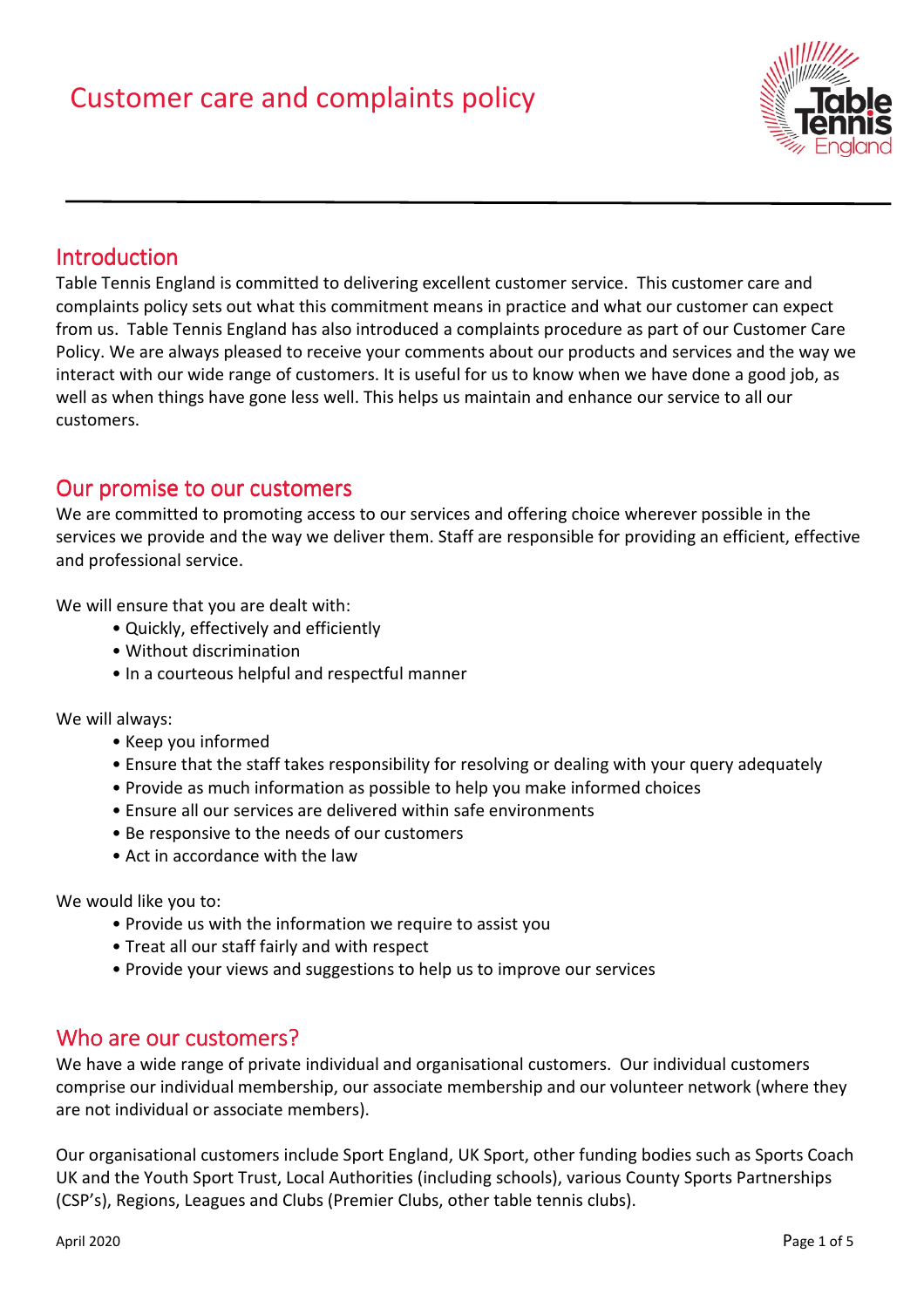# Customer care and complaints policy

## Introduction

Table Tennis England is committed to delivering excellent customer service. This customer care and complaints policy sets out what this commitment means in practice and what our customer can expect from us. Table Tennis England has also introduced a complaints procedure as part of our Customer Care Policy. We are always pleased to receive your comments about our products and services and the way we interact with our wide range of customers. It is useful for us to know when we have done a good job, as well as when things have gone less well. This helps us maintain and enhance our service to all our customers.

## Our promise to our customers

We are committed to promoting access to our services and offering choice wherever possible in the services we provide and the way we deliver them. Staff are responsible for providing an efficient, effective and professional service.

We will ensure that you are dealt with:

- Quickly, effectively and efficiently
- Without discrimination
- In a courteous helpful and respectful manner

We will always:

- Keep you informed
- Ensure that the staff takes responsibility for resolving or dealing with your query adequately
- Provide as much information as possible to help you make informed choices
- Ensure all our services are delivered within safe environments
- Be responsive to the needs of our customers
- Act in accordance with the law

We would like you to:

- Provide us with the information we require to assist you
- Treat all our staff fairly and with respect
- Provide your views and suggestions to help us to improve our services

## Who are our customers?

We have a wide range of private individual and organisational customers. Our individual customers comprise our individual membership, our associate membership and our volunteer network (where they are not individual or associate members).

Our organisational customers include Sport England, UK Sport, other funding bodies such as Sports Coach UK and the Youth Sport Trust, Local Authorities (including schools), various County Sports Partnerships (CSP's), Regions, Leagues and Clubs (Premier Clubs, other table tennis clubs).

April 2020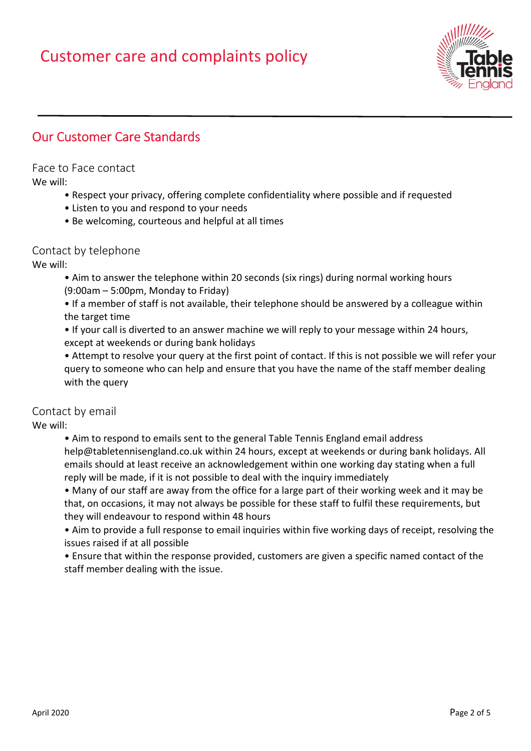# Customer care and complaints policy

## Our Customer Care Standards

### Face to Face contact

We will:

- Respect your privacy, offering complete confidentiality where possible and if requested
- Listen to you and respond to your needs
- Be welcoming, courteous and helpful at all times

### Contact by telephone

We will:

- Aim to answer the telephone within 20 seconds (six rings) during normal working hours (9:00am – 5:00pm, Monday to Friday)
- If a member of staff is not available, their telephone should be answered by a colleague within the target time
- If your call is diverted to an answer machine we will reply to your message within 24 hours, except at weekends or during bank holidays
- Attempt to resolve your query at the first point of contact. If this is not possible we will refer your query to someone who can help and ensure that you have the name of the staff member dealing with the query

### Contact by email

We will:

- Aim to respond to emails sent to the general Table Tennis England email address help@tabletennisengland.co.uk within 24 hours, except at weekends or during bank holidays. All emails should at least receive an acknowledgement within one working day stating when a full reply will be made, if it is not possible to deal with the inquiry immediately
- Many of our staff are away from the office for a large part of their working week and it may be that, on occasions, it may not always be possible for these staff to fulfil these requirements, but they will endeavour to respond within 48 hours
- Aim to provide a full response to email inquiries within five working days of receipt, resolving the issues raised if at all possible
- Ensure that within the response provided, customers are given a specific named contact of the staff member dealing with the issue.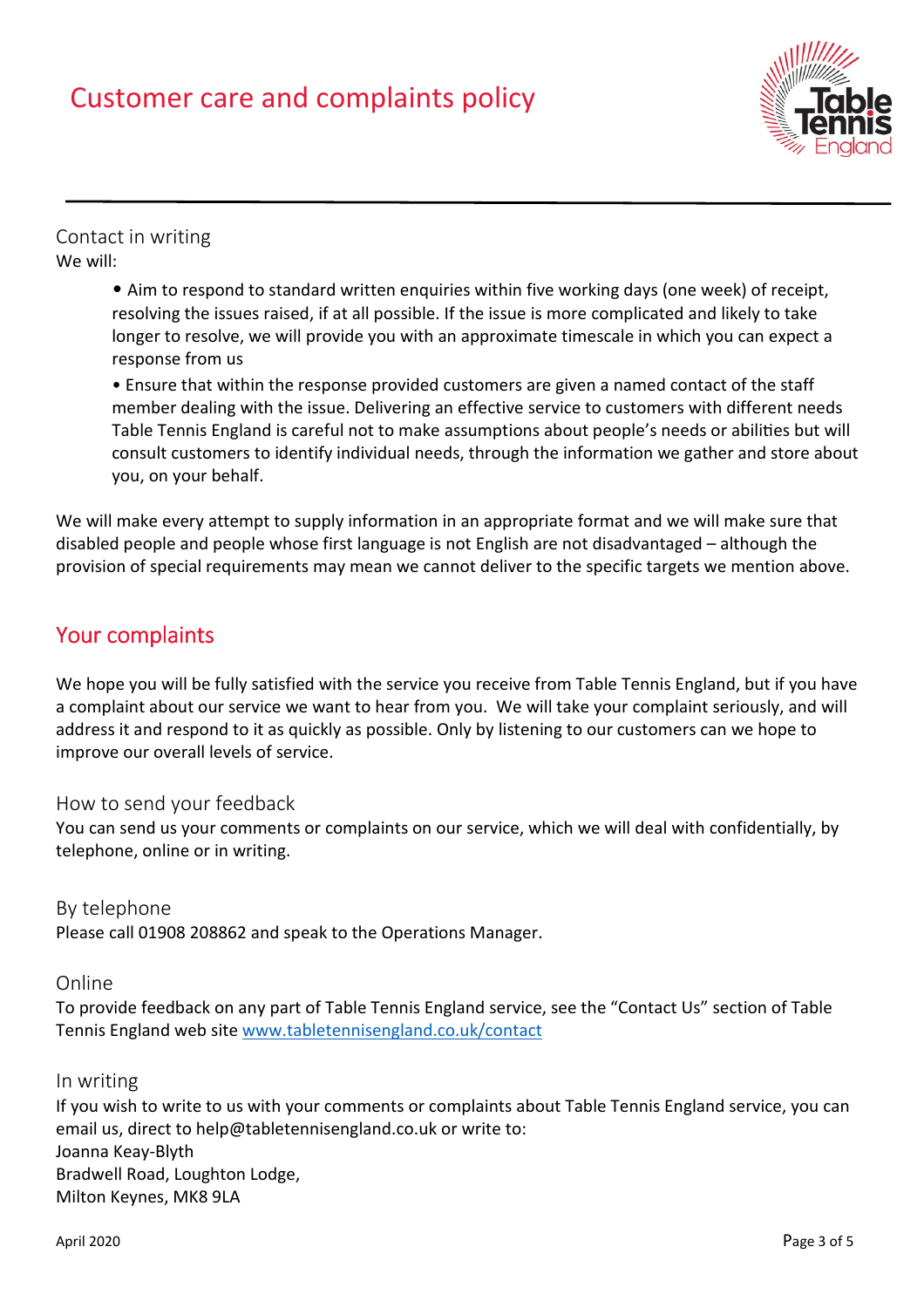### Contact in writing

We will:

- Aim to respond to standard written enquiries within five working days (one week) of receipt, resolving the issues raised, if at all possible. If the issue is more complicated and likely to take longer to resolve, we will provide you with an approximate timescale in which you can expect a response from us
- Ensure that within the response provided customers are given a named contact of the staff member dealing with the issue. Delivering an effective service to customers with different needs Table Tennis England is careful not to make assumptions about people's needs or abilities but will consult customers to identify individual needs, through the information we gather and store about you, on your behalf.

We will make every attempt to supply information in an appropriate format and we will make sure that disabled people and people whose first language is not English are not disadvantaged – although the provision of special requirements may mean we cannot deliver to the specific targets we mention above.

## Your complaints

We hope you will be fully satisfied with the service you receive from Table Tennis England, but if you have a complaint about our service we want to hear from you. We will take your complaint seriously, and will address it and respond to it as quickly as possible. Only by listening to our customers can we hope to improve our overall levels of service.

### How to send your feedback

You can send us your comments or complaints on our service, which we will deal with confidentially, by telephone, online or in writing.

### By telephone

Please call 01908 208862 and speak to the Operations Manager.

### Online

To provide feedback on any part of Table Tennis England service, see the "Contact Us" section of Table Tennis England web site www.tabletennisengland.co.uk/contact

### In writing

If you wish to write to us with your comments or complaints about Table Tennis England service, you can email us, direct to help@tabletennisengland.co.uk or write to:

Joanna Keay-Blyth
Bradwell Road, Loughton Lodge,
Milton Keynes, MK8 9LA

April 2020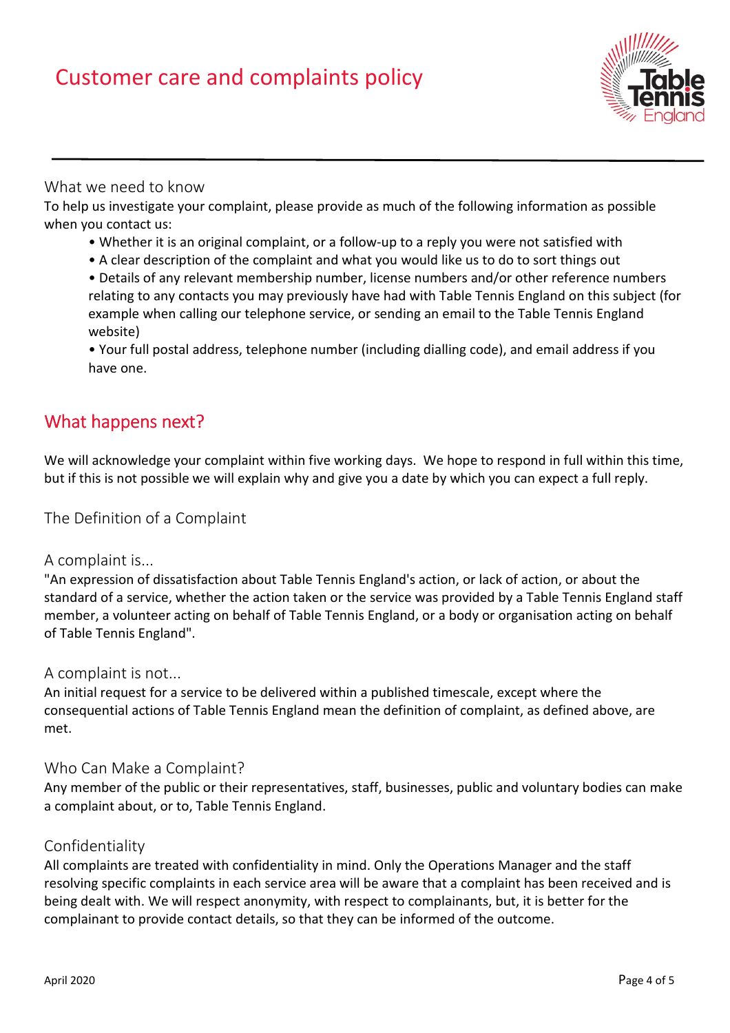# Customer care and complaints policy

### What we need to know

To help us investigate your complaint, please provide as much of the following information as possible when you contact us:

- Whether it is an original complaint, or a follow-up to a reply you were not satisfied with
- A clear description of the complaint and what you would like us to do to sort things out
- Details of any relevant membership number, license numbers and/or other reference numbers relating to any contacts you may previously have had with Table Tennis England on this subject (for example when calling our telephone service, or sending an email to the Table Tennis England website)
- Your full postal address, telephone number (including dialling code), and email address if you have one.

## What happens next?

We will acknowledge your complaint within five working days. We hope to respond in full within this time, but if this is not possible we will explain why and give you a date by which you can expect a full reply.

### The Definition of a Complaint

### A complaint is...

"An expression of dissatisfaction about Table Tennis England's action, or lack of action, or about the standard of a service, whether the action taken or the service was provided by a Table Tennis England staff member, a volunteer acting on behalf of Table Tennis England, or a body or organisation acting on behalf of Table Tennis England".

### A complaint is not...

An initial request for a service to be delivered within a published timescale, except where the consequential actions of Table Tennis England mean the definition of complaint, as defined above, are met.

### Who Can Make a Complaint?

Any member of the public or their representatives, staff, businesses, public and voluntary bodies can make a complaint about, or to, Table Tennis England.

### Confidentiality

All complaints are treated with confidentiality in mind. Only the Operations Manager and the staff resolving specific complaints in each service area will be aware that a complaint has been received and is being dealt with. We will respect anonymity, with respect to complainants, but, it is better for the complainant to provide contact details, so that they can be informed of the outcome.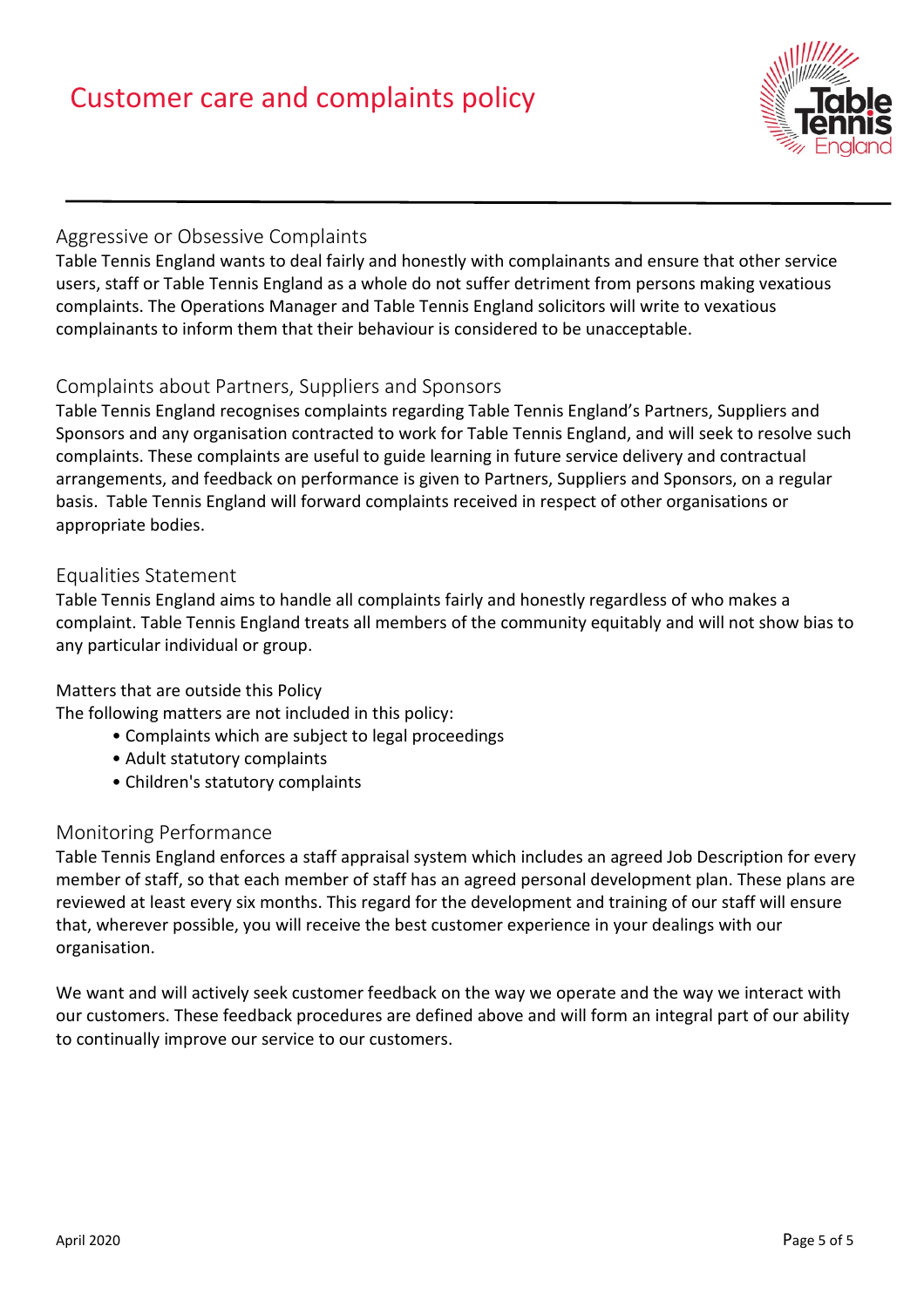## Aggressive or Obsessive Complaints

Table Tennis England wants to deal fairly and honestly with complainants and ensure that other service users, staff or Table Tennis England as a whole do not suffer detriment from persons making vexatious complaints. The Operations Manager and Table Tennis England solicitors will write to vexatious complainants to inform them that their behaviour is considered to be unacceptable.

## Complaints about Partners, Suppliers and Sponsors

Table Tennis England recognises complaints regarding Table Tennis England's Partners, Suppliers and Sponsors and any organisation contracted to work for Table Tennis England, and will seek to resolve such complaints. These complaints are useful to guide learning in future service delivery and contractual arrangements, and feedback on performance is given to Partners, Suppliers and Sponsors, on a regular basis. Table Tennis England will forward complaints received in respect of other organisations or appropriate bodies.

## Equalities Statement

Table Tennis England aims to handle all complaints fairly and honestly regardless of who makes a complaint. Table Tennis England treats all members of the community equitably and will not show bias to any particular individual or group.

Matters that are outside this Policy

The following matters are not included in this policy:

- Complaints which are subject to legal proceedings
- Adult statutory complaints
- Children's statutory complaints

## Monitoring Performance

Table Tennis England enforces a staff appraisal system which includes an agreed Job Description for every member of staff, so that each member of staff has an agreed personal development plan. These plans are reviewed at least every six months. This regard for the development and training of our staff will ensure that, wherever possible, you will receive the best customer experience in your dealings with our organisation.

We want and will actively seek customer feedback on the way we operate and the way we interact with our customers. These feedback procedures are defined above and will form an integral part of our ability to continually improve our service to our customers.